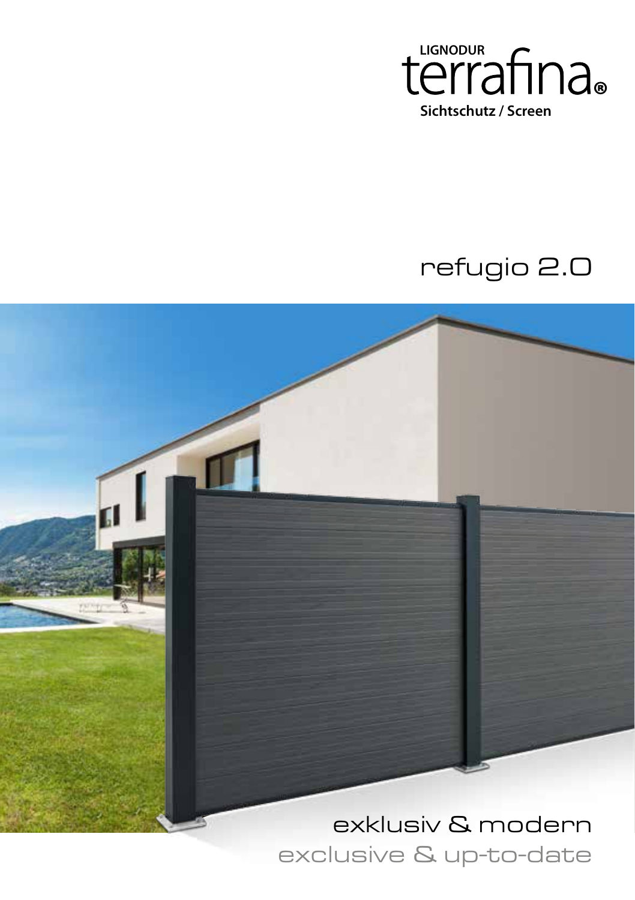LIGNODUR

# terrafina®

Sichtschutz / Screen

## refugio 2.0

exklusiv & modern

exclusive & up-to-date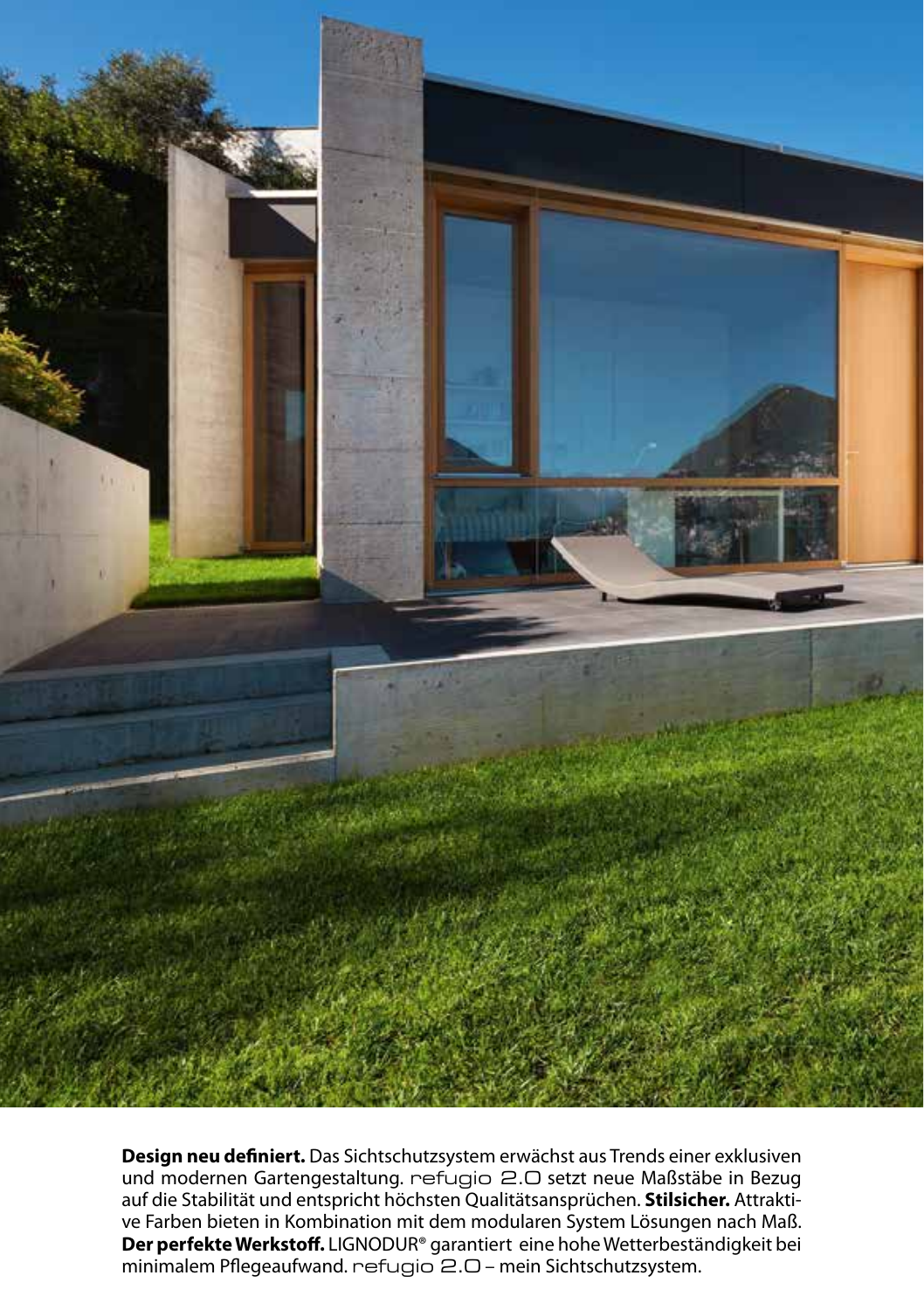**Design neu definiert.** Das Sichtschutzsystem erwächst aus Trends einer exklusiven und modernen Gartengestaltung. refugio 2.0 setzt neue Maßstäbe in Bezug auf die Stabilität und entspricht höchsten Qualitätsansprüchen. **Stilsicher.** Attraktive Farben bieten in Kombination mit dem modularen System Lösungen nach Maß. **Der perfekte Werkstoff.** LIGNODUR® garantiert eine hohe Wetterbeständigkeit bei minimalem Pflegeaufwand. refugio 2.0 – mein Sichtschutzsystem.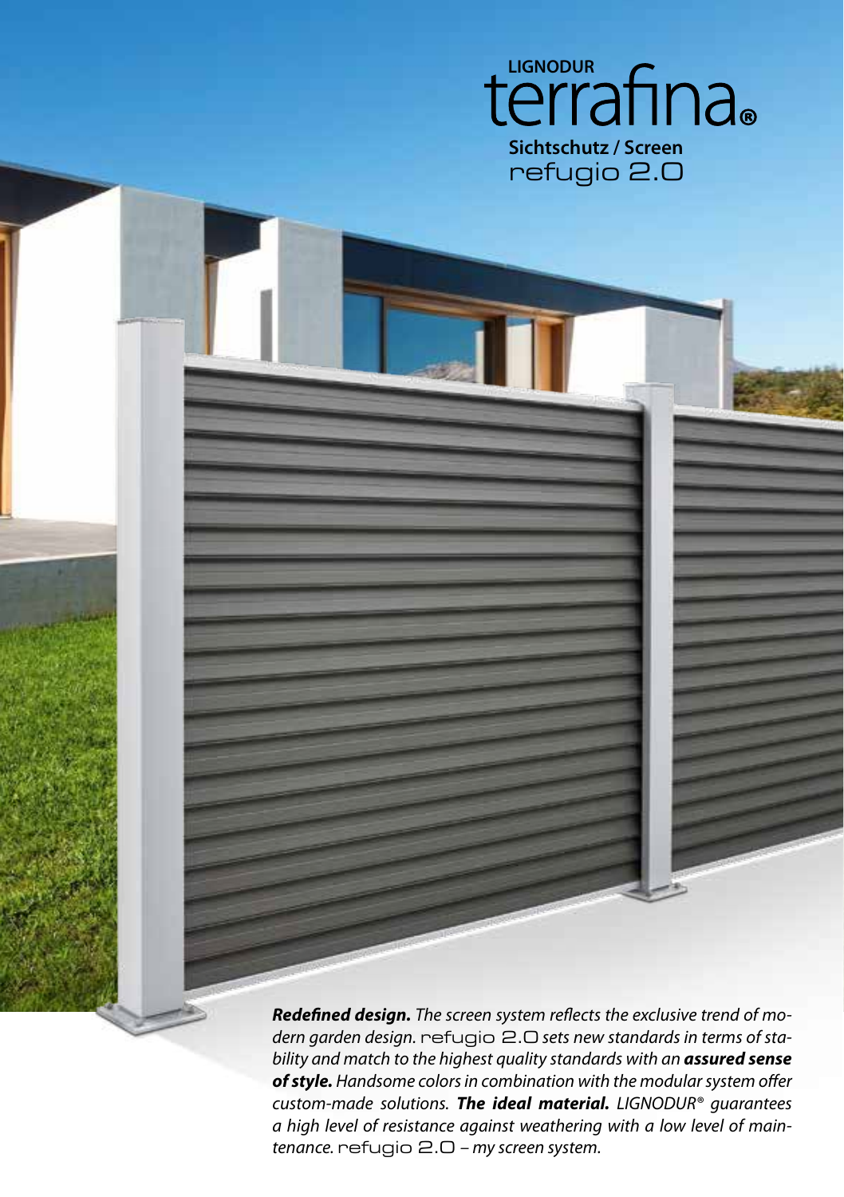LIGNODUR

# terrafina®

**Sichtschutz / Screen**

refugio 2.0

***Redefined design.*** *The screen system reflects the exclusive trend of modern garden design.* refugio 2.0 *sets new standards in terms of stability and match to the highest quality standards with an* ***assured sense of style.*** *Handsome colors in combination with the modular system offer custom-made solutions.* ***The ideal material.*** *LIGNODUR® guarantees a high level of resistance against weathering with a low level of maintenance.* refugio 2.0 *– my screen system.*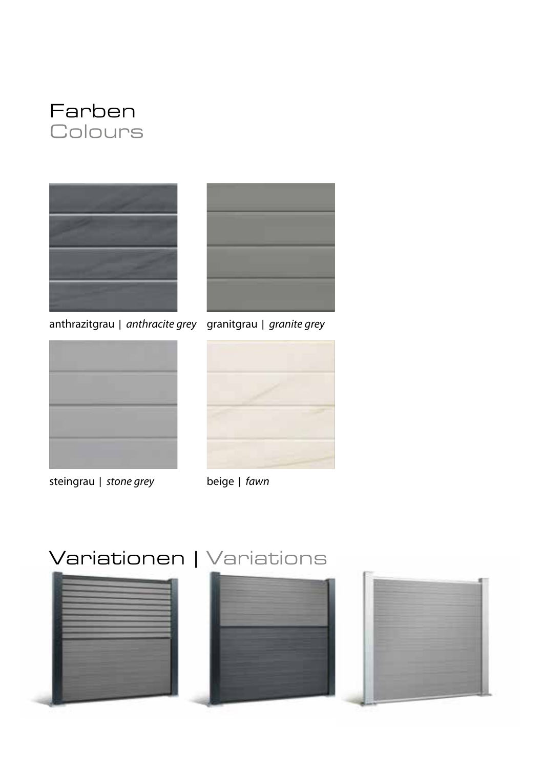# Farben
## Colours

anthrazitgrau | *anthracite grey*

granitgrau | *granite grey*

steingrau | *stone grey*

beige | *fawn*

# Variationen | Variations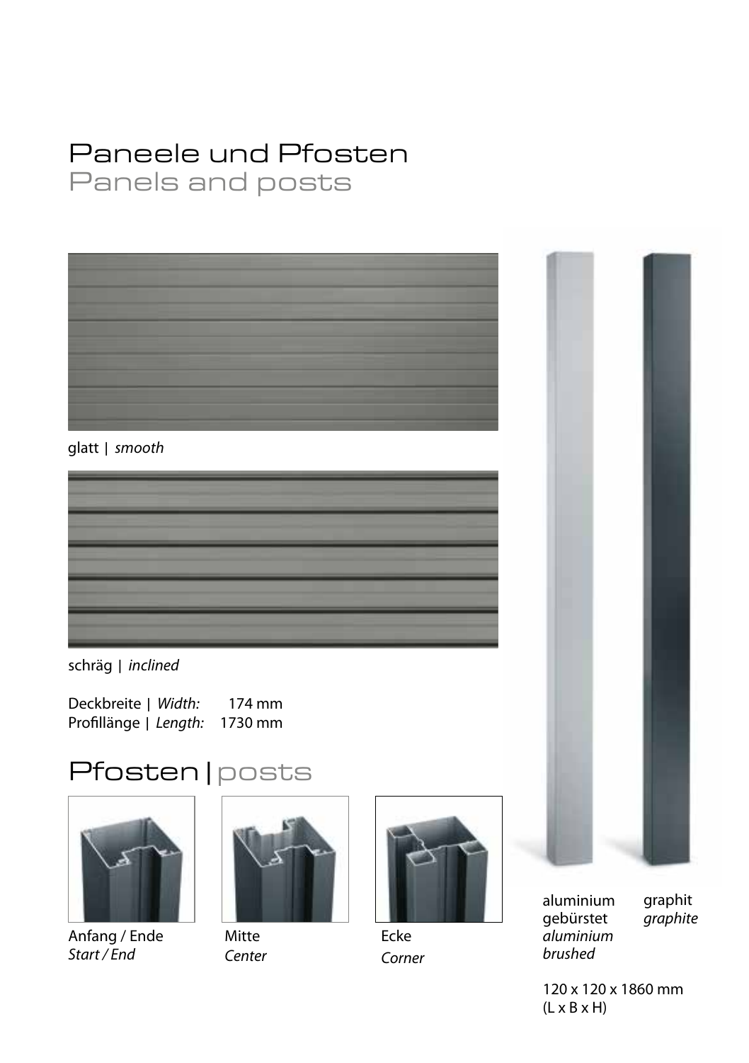# Paneele und Pfosten
Panels and posts

glatt | *smooth*

schräg | *inclined*

Deckbreite | *Width:* 174 mm
Profillänge | *Length:* 1730 mm

## Pfosten | posts

Anfang / Ende
*Start / End*

Mitte
*Center*

Ecke
*Corner*

aluminium gebürstet
*aluminium brushed*

graphit
*graphite*

120 x 120 x 1860 mm
(L x B x H)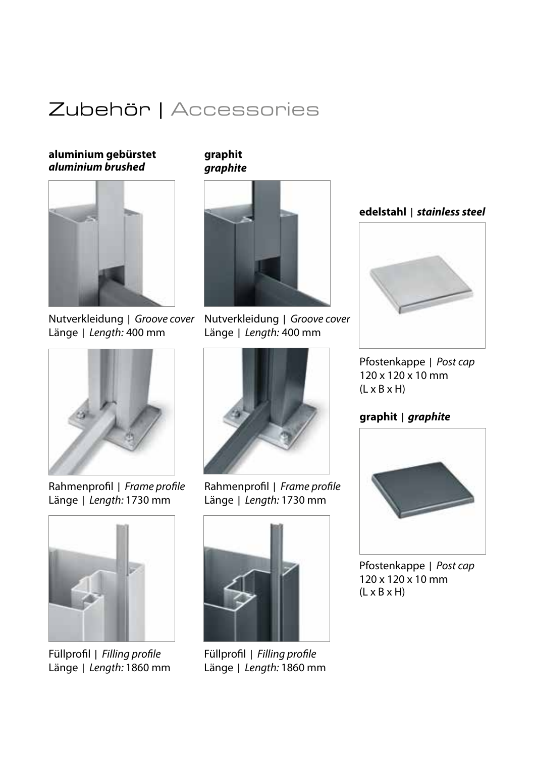# Zubehör | Accessories

**aluminium gebürstet**
***aluminium brushed***

Nutverkleidung | *Groove cover*
Länge | *Length:* 400 mm

Rahmenprofil | *Frame profile*
Länge | *Length:* 1730 mm

Füllprofil | *Filling profile*
Länge | *Length:* 1860 mm

**graphit**
***graphite***

Nutverkleidung | *Groove cover*
Länge | *Length:* 400 mm

Rahmenprofil | *Frame profile*
Länge | *Length:* 1730 mm

Füllprofil | *Filling profile*
Länge | *Length:* 1860 mm

**edelstahl** | ***stainless steel***

Pfostenkappe | *Post cap*
120 x 120 x 10 mm
(L x B x H)

**graphit** | ***graphite***

Pfostenkappe | *Post cap*
120 x 120 x 10 mm
(L x B x H)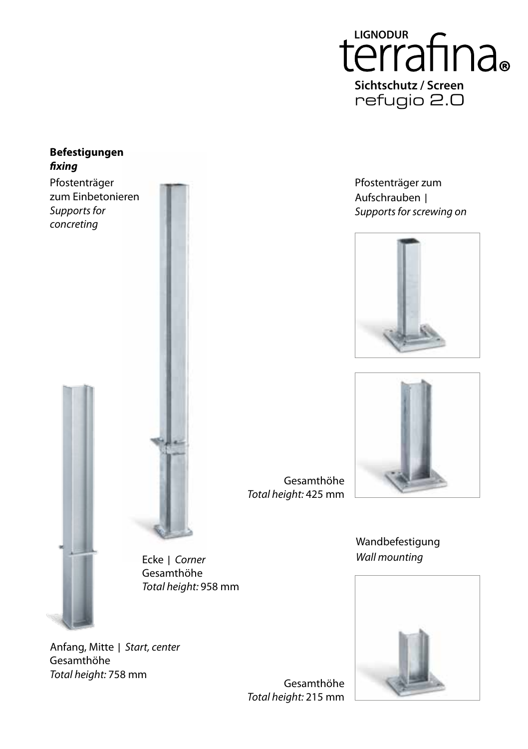LIGNODUR

terrafina®

**Sichtschutz / Screen**

refugio 2.0

**Befestigungen**
***fixing***

Pfostenträger zum Einbetonieren
*Supports for concreting*

Ecke | *Corner*
Gesamthöhe
*Total height:* 958 mm

Anfang, Mitte | *Start, center*
Gesamthöhe
*Total height:* 758 mm

Pfostenträger zum Aufschrauben |
*Supports for screwing on*

Gesamthöhe
*Total height:* 425 mm

Wandbefestigung
*Wall mounting*

Gesamthöhe
*Total height:* 215 mm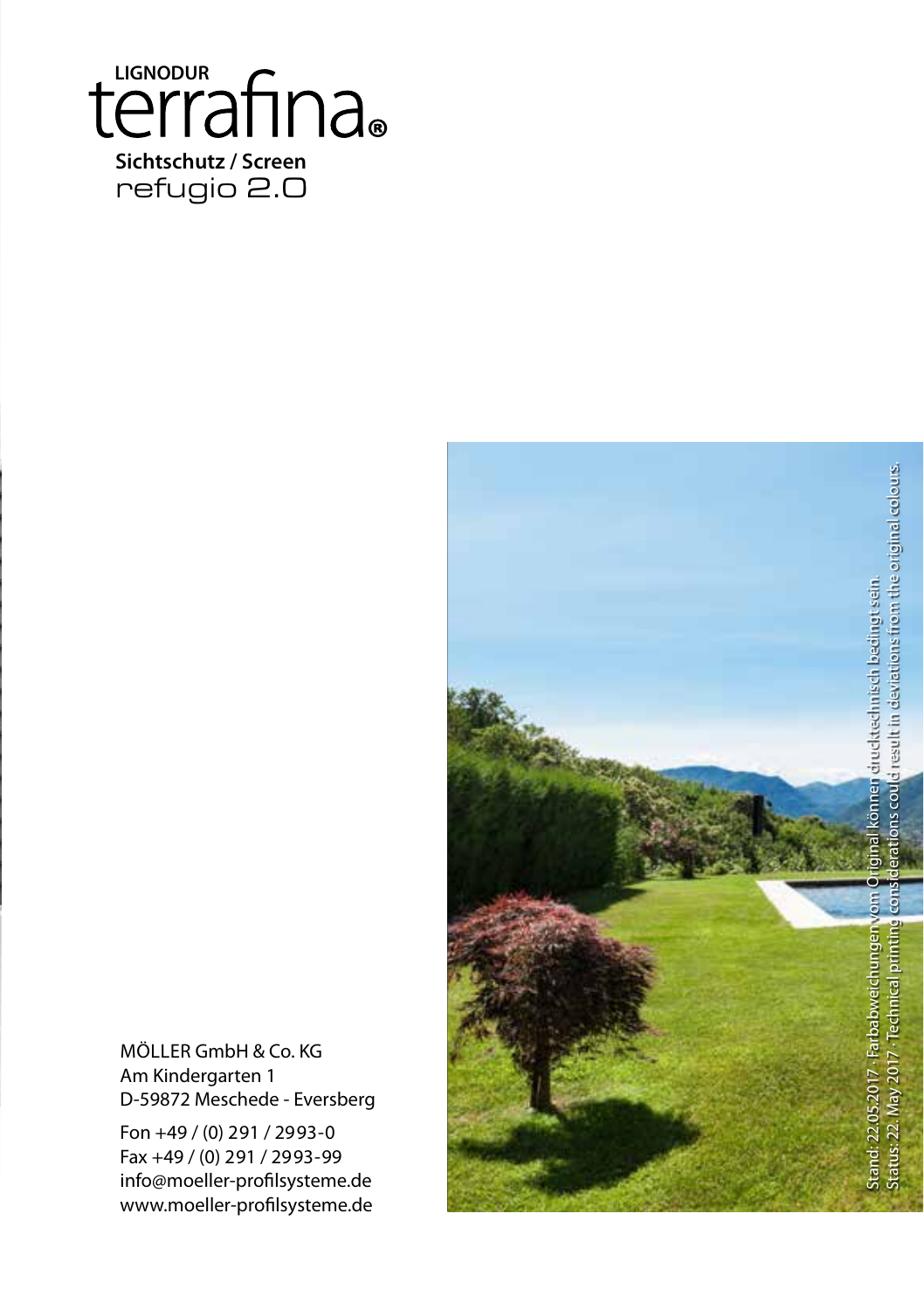LIGNODUR

# terrafina®

**Sichtschutz / Screen**

refugio 2.0

Stand: 22.05.2017 · Farbabweichungen vom Original können drucktechnisch bedingt sein.
Status: 22. May 2017 · Technical printing considerations could result in deviations from the original colours.

MÖLLER GmbH & Co. KG
Am Kindergarten 1
D-59872 Meschede - Eversberg

Fon +49 / (0) 291 / 2993-0
Fax +49 / (0) 291 / 2993-99
info@moeller-profilsysteme.de
www.moeller-profilsysteme.de